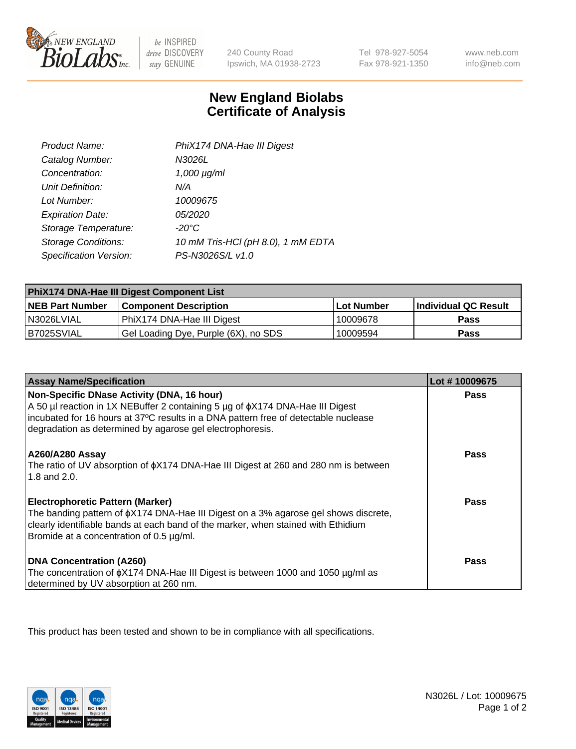New England BioLabs Inc. — be INSPIRED, drive DISCOVERY, stay GENUINE

240 County Road
Ipswich, MA 01938-2723

Tel 978-927-5054
Fax 978-921-1350

www.neb.com
info@neb.com

# New England Biolabs
# Certificate of Analysis

| | |
|---|---|
| *Product Name:* | *PhiX174 DNA-Hae III Digest* |
| *Catalog Number:* | *N3026L* |
| *Concentration:* | *1,000 µg/ml* |
| *Unit Definition:* | *N/A* |
| *Lot Number:* | *10009675* |
| *Expiration Date:* | *05/2020* |
| *Storage Temperature:* | *-20°C* |
| *Storage Conditions:* | *10 mM Tris-HCl (pH 8.0), 1 mM EDTA* |
| *Specification Version:* | *PS-N3026S/L v1.0* |

| **PhiX174 DNA-Hae III Digest Component List** | | | |
|---|---|---|---|
| **NEB Part Number** | **Component Description** | **Lot Number** | **Individual QC Result** |
| N3026LVIAL | PhiX174 DNA-Hae III Digest | 10009678 | **Pass** |
| B7025SVIAL | Gel Loading Dye, Purple (6X), no SDS | 10009594 | **Pass** |

| **Assay Name/Specification** | **Lot # 10009675** |
|---|---|
| **Non-Specific DNase Activity (DNA, 16 hour)**<br>A 50 µl reaction in 1X NEBuffer 2 containing 5 µg of ϕX174 DNA-Hae III Digest incubated for 16 hours at 37ºC results in a DNA pattern free of detectable nuclease degradation as determined by agarose gel electrophoresis. | **Pass** |
| **A260/A280 Assay**<br>The ratio of UV absorption of ϕX174 DNA-Hae III Digest at 260 and 280 nm is between 1.8 and 2.0. | **Pass** |
| **Electrophoretic Pattern (Marker)**<br>The banding pattern of ϕX174 DNA-Hae III Digest on a 3% agarose gel shows discrete, clearly identifiable bands at each band of the marker, when stained with Ethidium Bromide at a concentration of 0.5 µg/ml. | **Pass** |
| **DNA Concentration (A260)**<br>The concentration of ϕX174 DNA-Hae III Digest is between 1000 and 1050 µg/ml as determined by UV absorption at 260 nm. | **Pass** |

This product has been tested and shown to be in compliance with all specifications.

ISO 9001 Registered Quality Management | ISO 13485 Registered Medical Devices | ISO 14001 Registered Environmental Management

N3026L / Lot: 10009675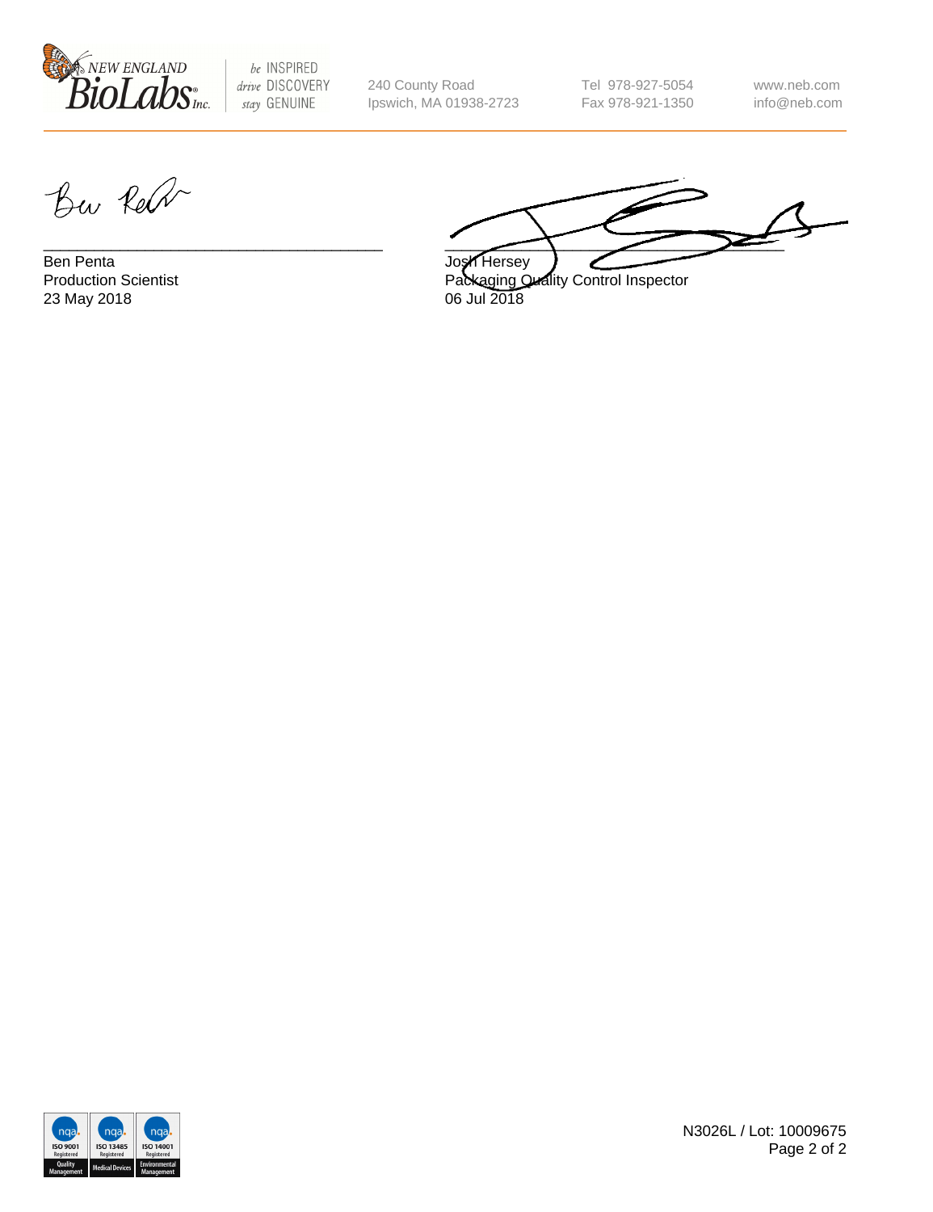NEW ENGLAND BioLabs Inc.

be INSPIRED
drive DISCOVERY
stay GENUINE

240 County Road
Ipswich, MA 01938-2723

Tel 978-927-5054
Fax 978-921-1350

www.neb.com
info@neb.com

\_\_\_\_\_\_\_\_\_\_\_\_\_\_\_\_\_\_\_\_\_\_\_\_\_\_\_\_\_\_\_\_\_\_\_\_\_\_\_\_
Ben Penta
Production Scientist
23 May 2018

\_\_\_\_\_\_\_\_\_\_\_\_\_\_\_\_\_\_\_\_\_\_\_\_\_\_\_\_\_\_\_\_\_\_\_\_\_\_\_\_
Josh Hersey
Packaging Quality Control Inspector
06 Jul 2018

nqa ISO 9001 Registered Quality Management
nqa ISO 13485 Registered Medical Devices
nqa ISO 14001 Registered Environmental Management

N3026L / Lot: 10009675